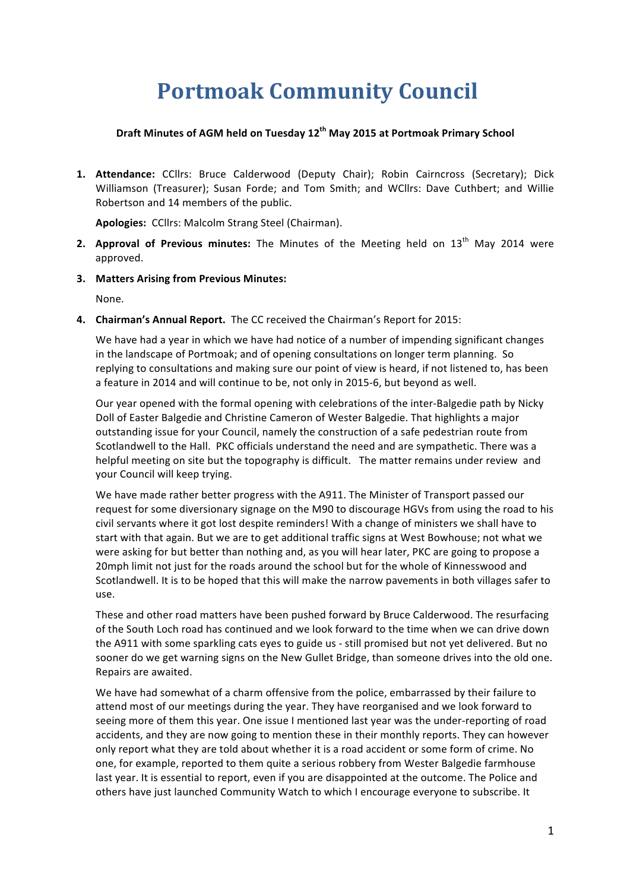# Portmoak Community Council

**Draft Minutes of AGM held on Tuesday 12th May 2015 at Portmoak Primary School**

1. **Attendance:** CCllrs: Bruce Calderwood (Deputy Chair); Robin Cairncross (Secretary); Dick Williamson (Treasurer); Susan Forde; and Tom Smith; and WCllrs: Dave Cuthbert; and Willie Robertson and 14 members of the public.

   **Apologies:** CCllrs: Malcolm Strang Steel (Chairman).

2. **Approval of Previous minutes:** The Minutes of the Meeting held on 13th May 2014 were approved.

3. **Matters Arising from Previous Minutes:**

   None.

4. **Chairman's Annual Report.** The CC received the Chairman's Report for 2015:

   We have had a year in which we have had notice of a number of impending significant changes in the landscape of Portmoak; and of opening consultations on longer term planning. So replying to consultations and making sure our point of view is heard, if not listened to, has been a feature in 2014 and will continue to be, not only in 2015-6, but beyond as well.

   Our year opened with the formal opening with celebrations of the inter-Balgedie path by Nicky Doll of Easter Balgedie and Christine Cameron of Wester Balgedie. That highlights a major outstanding issue for your Council, namely the construction of a safe pedestrian route from Scotlandwell to the Hall. PKC officials understand the need and are sympathetic. There was a helpful meeting on site but the topography is difficult. The matter remains under review and your Council will keep trying.

   We have made rather better progress with the A911. The Minister of Transport passed our request for some diversionary signage on the M90 to discourage HGVs from using the road to his civil servants where it got lost despite reminders! With a change of ministers we shall have to start with that again. But we are to get additional traffic signs at West Bowhouse; not what we were asking for but better than nothing and, as you will hear later, PKC are going to propose a 20mph limit not just for the roads around the school but for the whole of Kinnesswood and Scotlandwell. It is to be hoped that this will make the narrow pavements in both villages safer to use.

   These and other road matters have been pushed forward by Bruce Calderwood. The resurfacing of the South Loch road has continued and we look forward to the time when we can drive down the A911 with some sparkling cats eyes to guide us - still promised but not yet delivered. But no sooner do we get warning signs on the New Gullet Bridge, than someone drives into the old one. Repairs are awaited.

   We have had somewhat of a charm offensive from the police, embarrassed by their failure to attend most of our meetings during the year. They have reorganised and we look forward to seeing more of them this year. One issue I mentioned last year was the under-reporting of road accidents, and they are now going to mention these in their monthly reports. They can however only report what they are told about whether it is a road accident or some form of crime. No one, for example, reported to them quite a serious robbery from Wester Balgedie farmhouse last year. It is essential to report, even if you are disappointed at the outcome. The Police and others have just launched Community Watch to which I encourage everyone to subscribe. It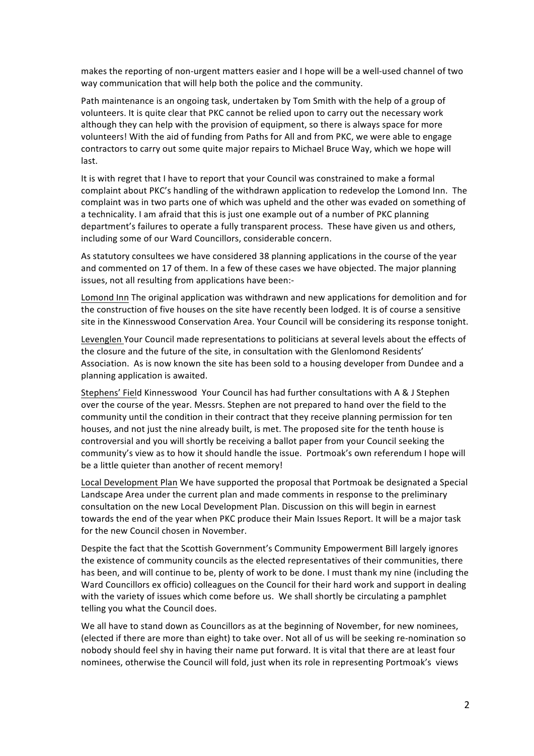makes the reporting of non-urgent matters easier and I hope will be a well-used channel of two way communication that will help both the police and the community.

Path maintenance is an ongoing task, undertaken by Tom Smith with the help of a group of volunteers. It is quite clear that PKC cannot be relied upon to carry out the necessary work although they can help with the provision of equipment, so there is always space for more volunteers! With the aid of funding from Paths for All and from PKC, we were able to engage contractors to carry out some quite major repairs to Michael Bruce Way, which we hope will last.

It is with regret that I have to report that your Council was constrained to make a formal complaint about PKC's handling of the withdrawn application to redevelop the Lomond Inn. The complaint was in two parts one of which was upheld and the other was evaded on something of a technicality. I am afraid that this is just one example out of a number of PKC planning department's failures to operate a fully transparent process. These have given us and others, including some of our Ward Councillors, considerable concern.

As statutory consultees we have considered 38 planning applications in the course of the year and commented on 17 of them. In a few of these cases we have objected. The major planning issues, not all resulting from applications have been:-

Lomond Inn The original application was withdrawn and new applications for demolition and for the construction of five houses on the site have recently been lodged. It is of course a sensitive site in the Kinnesswood Conservation Area. Your Council will be considering its response tonight.

Levenglen Your Council made representations to politicians at several levels about the effects of the closure and the future of the site, in consultation with the Glenlomond Residents' Association. As is now known the site has been sold to a housing developer from Dundee and a planning application is awaited.

Stephens' Field Kinnesswood Your Council has had further consultations with A & J Stephen over the course of the year. Messrs. Stephen are not prepared to hand over the field to the community until the condition in their contract that they receive planning permission for ten houses, and not just the nine already built, is met. The proposed site for the tenth house is controversial and you will shortly be receiving a ballot paper from your Council seeking the community's view as to how it should handle the issue. Portmoak's own referendum I hope will be a little quieter than another of recent memory!

Local Development Plan We have supported the proposal that Portmoak be designated a Special Landscape Area under the current plan and made comments in response to the preliminary consultation on the new Local Development Plan. Discussion on this will begin in earnest towards the end of the year when PKC produce their Main Issues Report. It will be a major task for the new Council chosen in November.

Despite the fact that the Scottish Government's Community Empowerment Bill largely ignores the existence of community councils as the elected representatives of their communities, there has been, and will continue to be, plenty of work to be done. I must thank my nine (including the Ward Councillors ex officio) colleagues on the Council for their hard work and support in dealing with the variety of issues which come before us. We shall shortly be circulating a pamphlet telling you what the Council does.

We all have to stand down as Councillors as at the beginning of November, for new nominees, (elected if there are more than eight) to take over. Not all of us will be seeking re-nomination so nobody should feel shy in having their name put forward. It is vital that there are at least four nominees, otherwise the Council will fold, just when its role in representing Portmoak's views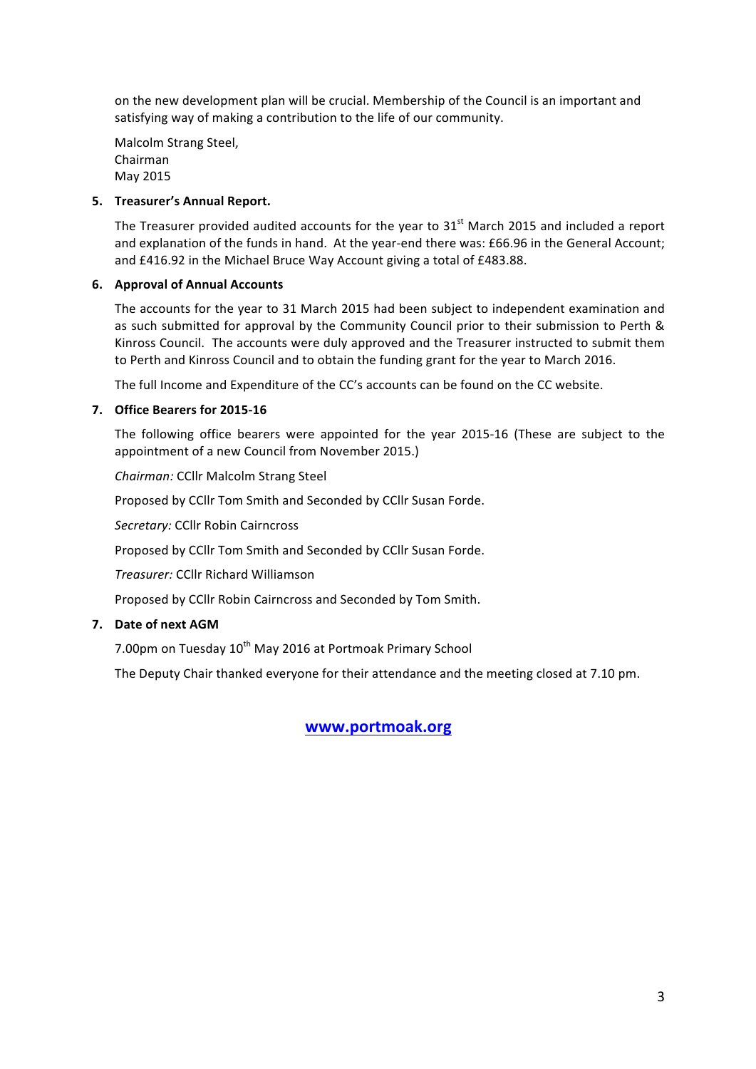on the new development plan will be crucial. Membership of the Council is an important and satisfying way of making a contribution to the life of our community.

Malcolm Strang Steel,
Chairman
May 2015

5. **Treasurer's Annual Report.**

   The Treasurer provided audited accounts for the year to 31st March 2015 and included a report and explanation of the funds in hand. At the year-end there was: £66.96 in the General Account; and £416.92 in the Michael Bruce Way Account giving a total of £483.88.

6. **Approval of Annual Accounts**

   The accounts for the year to 31 March 2015 had been subject to independent examination and as such submitted for approval by the Community Council prior to their submission to Perth & Kinross Council. The accounts were duly approved and the Treasurer instructed to submit them to Perth and Kinross Council and to obtain the funding grant for the year to March 2016.

   The full Income and Expenditure of the CC's accounts can be found on the CC website.

7. **Office Bearers for 2015-16**

   The following office bearers were appointed for the year 2015-16 (These are subject to the appointment of a new Council from November 2015.)

   *Chairman:* CCllr Malcolm Strang Steel

   Proposed by CCllr Tom Smith and Seconded by CCllr Susan Forde.

   *Secretary:* CCllr Robin Cairncross

   Proposed by CCllr Tom Smith and Seconded by CCllr Susan Forde.

   *Treasurer:* CCllr Richard Williamson

   Proposed by CCllr Robin Cairncross and Seconded by Tom Smith.

7. **Date of next AGM**

   7.00pm on Tuesday 10th May 2016 at Portmoak Primary School

   The Deputy Chair thanked everyone for their attendance and the meeting closed at 7.10 pm.

**[www.portmoak.org](http://www.portmoak.org)**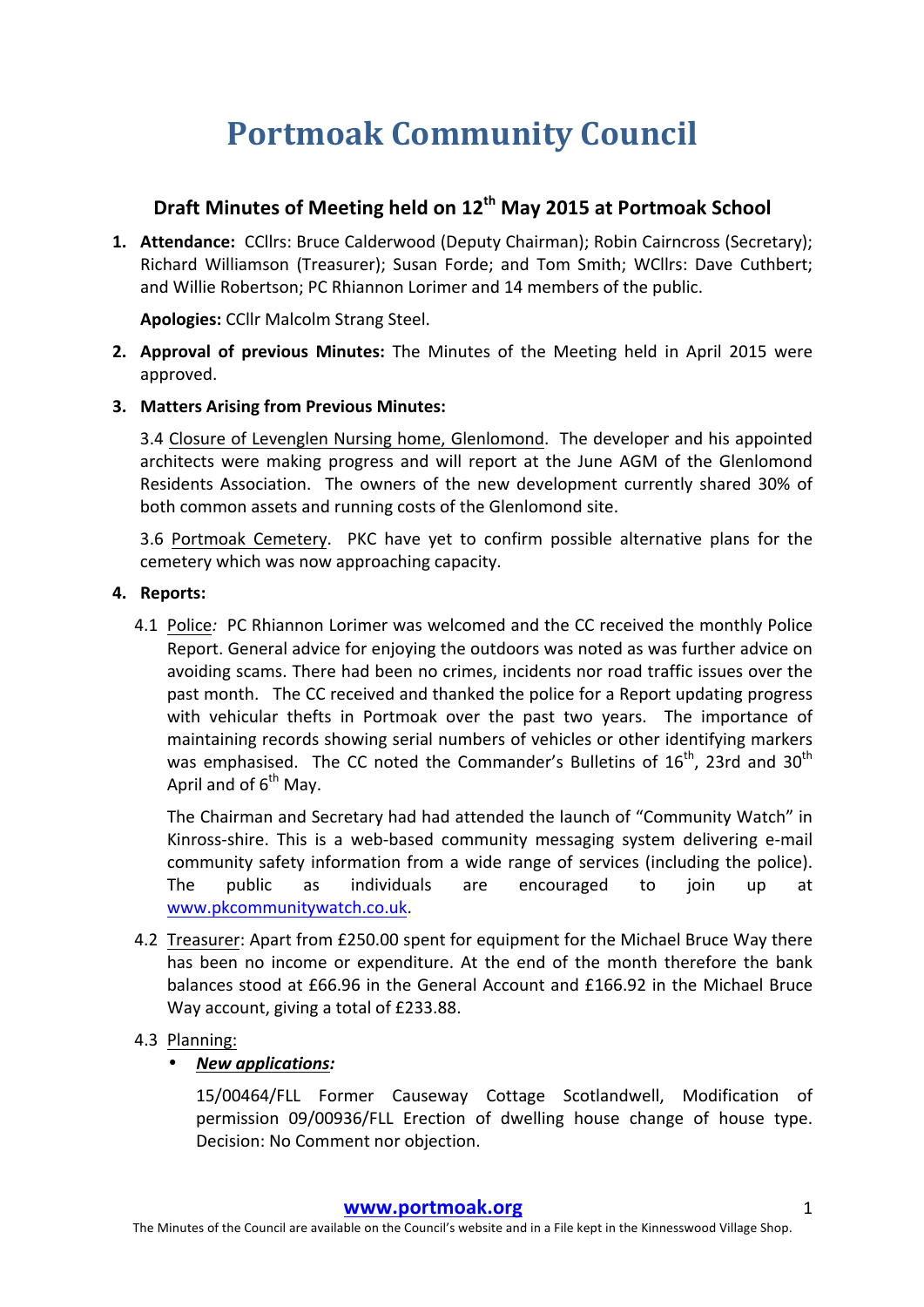# Portmoak Community Council

## Draft Minutes of Meeting held on 12th May 2015 at Portmoak School

1. **Attendance:** CCllrs: Bruce Calderwood (Deputy Chairman); Robin Cairncross (Secretary); Richard Williamson (Treasurer); Susan Forde; and Tom Smith; WCllrs: Dave Cuthbert; and Willie Robertson; PC Rhiannon Lorimer and 14 members of the public.

   **Apologies:** CCllr Malcolm Strang Steel.

2. **Approval of previous Minutes:** The Minutes of the Meeting held in April 2015 were approved.

3. **Matters Arising from Previous Minutes:**

   3.4 Closure of Levenglen Nursing home, Glenlomond. The developer and his appointed architects were making progress and will report at the June AGM of the Glenlomond Residents Association. The owners of the new development currently shared 30% of both common assets and running costs of the Glenlomond site.

   3.6 Portmoak Cemetery. PKC have yet to confirm possible alternative plans for the cemetery which was now approaching capacity.

4. **Reports:**

   4.1 Police*:* PC Rhiannon Lorimer was welcomed and the CC received the monthly Police Report. General advice for enjoying the outdoors was noted as was further advice on avoiding scams. There had been no crimes, incidents nor road traffic issues over the past month. The CC received and thanked the police for a Report updating progress with vehicular thefts in Portmoak over the past two years. The importance of maintaining records showing serial numbers of vehicles or other identifying markers was emphasised. The CC noted the Commander's Bulletins of 16th, 23rd and 30th April and of 6th May.

   The Chairman and Secretary had had attended the launch of "Community Watch" in Kinross-shire. This is a web-based community messaging system delivering e-mail community safety information from a wide range of services (including the police). The public as individuals are encouraged to join up at www.pkcommunitywatch.co.uk.

   4.2 Treasurer: Apart from £250.00 spent for equipment for the Michael Bruce Way there has been no income or expenditure. At the end of the month therefore the bank balances stood at £66.96 in the General Account and £166.92 in the Michael Bruce Way account, giving a total of £233.88.

   4.3 Planning:

   - ***New applications:***

     15/00464/FLL Former Causeway Cottage Scotlandwell, Modification of permission 09/00936/FLL Erection of dwelling house change of house type. Decision: No Comment nor objection.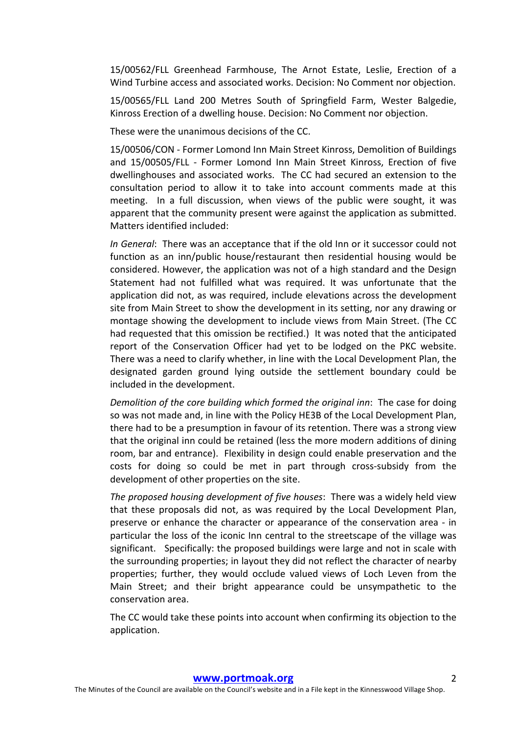15/00562/FLL Greenhead Farmhouse, The Arnot Estate, Leslie, Erection of a Wind Turbine access and associated works. Decision: No Comment nor objection.

15/00565/FLL Land 200 Metres South of Springfield Farm, Wester Balgedie, Kinross Erection of a dwelling house. Decision: No Comment nor objection.

These were the unanimous decisions of the CC.

15/00506/CON - Former Lomond Inn Main Street Kinross, Demolition of Buildings and 15/00505/FLL - Former Lomond Inn Main Street Kinross, Erection of five dwellinghouses and associated works. The CC had secured an extension to the consultation period to allow it to take into account comments made at this meeting. In a full discussion, when views of the public were sought, it was apparent that the community present were against the application as submitted. Matters identified included:

*In General*: There was an acceptance that if the old Inn or it successor could not function as an inn/public house/restaurant then residential housing would be considered. However, the application was not of a high standard and the Design Statement had not fulfilled what was required. It was unfortunate that the application did not, as was required, include elevations across the development site from Main Street to show the development in its setting, nor any drawing or montage showing the development to include views from Main Street. (The CC had requested that this omission be rectified.) It was noted that the anticipated report of the Conservation Officer had yet to be lodged on the PKC website. There was a need to clarify whether, in line with the Local Development Plan, the designated garden ground lying outside the settlement boundary could be included in the development.

*Demolition of the core building which formed the original inn*: The case for doing so was not made and, in line with the Policy HE3B of the Local Development Plan, there had to be a presumption in favour of its retention. There was a strong view that the original inn could be retained (less the more modern additions of dining room, bar and entrance). Flexibility in design could enable preservation and the costs for doing so could be met in part through cross-subsidy from the development of other properties on the site.

*The proposed housing development of five houses*: There was a widely held view that these proposals did not, as was required by the Local Development Plan, preserve or enhance the character or appearance of the conservation area - in particular the loss of the iconic Inn central to the streetscape of the village was significant. Specifically: the proposed buildings were large and not in scale with the surrounding properties; in layout they did not reflect the character of nearby properties; further, they would occlude valued views of Loch Leven from the Main Street; and their bright appearance could be unsympathetic to the conservation area.

The CC would take these points into account when confirming its objection to the application.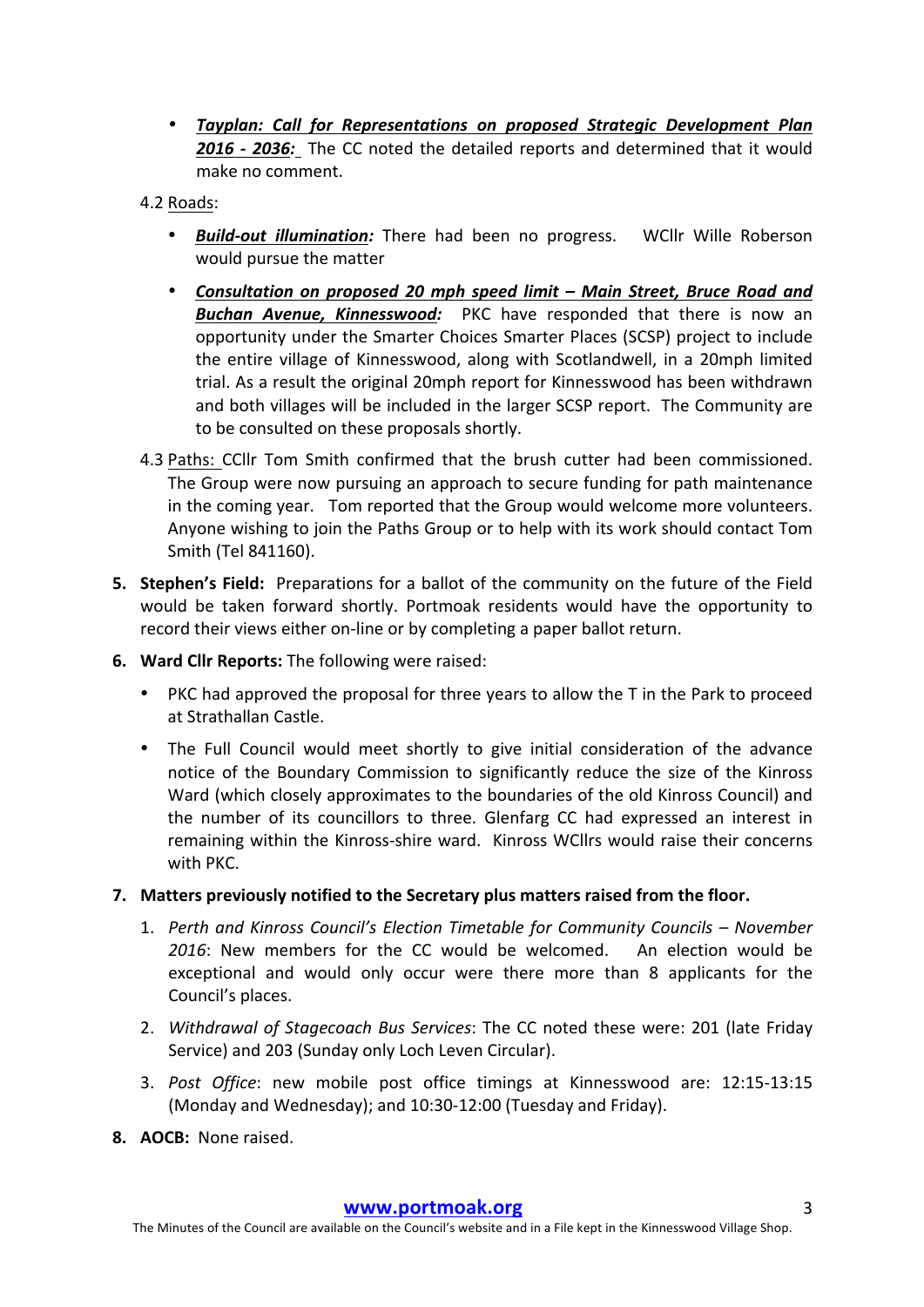- ***Tayplan: Call for Representations on proposed Strategic Development Plan 2016 - 2036:*** The CC noted the detailed reports and determined that it would make no comment.

4.2 Roads:

- ***Build-out illumination:*** There had been no progress. WCllr Wille Roberson would pursue the matter
- ***Consultation on proposed 20 mph speed limit – Main Street, Bruce Road and Buchan Avenue, Kinnesswood:*** PKC have responded that there is now an opportunity under the Smarter Choices Smarter Places (SCSP) project to include the entire village of Kinnesswood, along with Scotlandwell, in a 20mph limited trial. As a result the original 20mph report for Kinnesswood has been withdrawn and both villages will be included in the larger SCSP report. The Community are to be consulted on these proposals shortly.

4.3 Paths: CCllr Tom Smith confirmed that the brush cutter had been commissioned. The Group were now pursuing an approach to secure funding for path maintenance in the coming year. Tom reported that the Group would welcome more volunteers. Anyone wishing to join the Paths Group or to help with its work should contact Tom Smith (Tel 841160).

5. **Stephen's Field:** Preparations for a ballot of the community on the future of the Field would be taken forward shortly. Portmoak residents would have the opportunity to record their views either on-line or by completing a paper ballot return.

6. **Ward Cllr Reports:** The following were raised:
   - PKC had approved the proposal for three years to allow the T in the Park to proceed at Strathallan Castle.
   - The Full Council would meet shortly to give initial consideration of the advance notice of the Boundary Commission to significantly reduce the size of the Kinross Ward (which closely approximates to the boundaries of the old Kinross Council) and the number of its councillors to three. Glenfarg CC had expressed an interest in remaining within the Kinross-shire ward. Kinross WCllrs would raise their concerns with PKC.

7. **Matters previously notified to the Secretary plus matters raised from the floor.**
   1. *Perth and Kinross Council's Election Timetable for Community Councils – November 2016*: New members for the CC would be welcomed. An election would be exceptional and would only occur were there more than 8 applicants for the Council's places.
   2. *Withdrawal of Stagecoach Bus Services*: The CC noted these were: 201 (late Friday Service) and 203 (Sunday only Loch Leven Circular).
   3. *Post Office*: new mobile post office timings at Kinnesswood are: 12:15-13:15 (Monday and Wednesday); and 10:30-12:00 (Tuesday and Friday).

8. **AOCB:** None raised.

**www.portmoak.org**

The Minutes of the Council are available on the Council's website and in a File kept in the Kinnesswood Village Shop.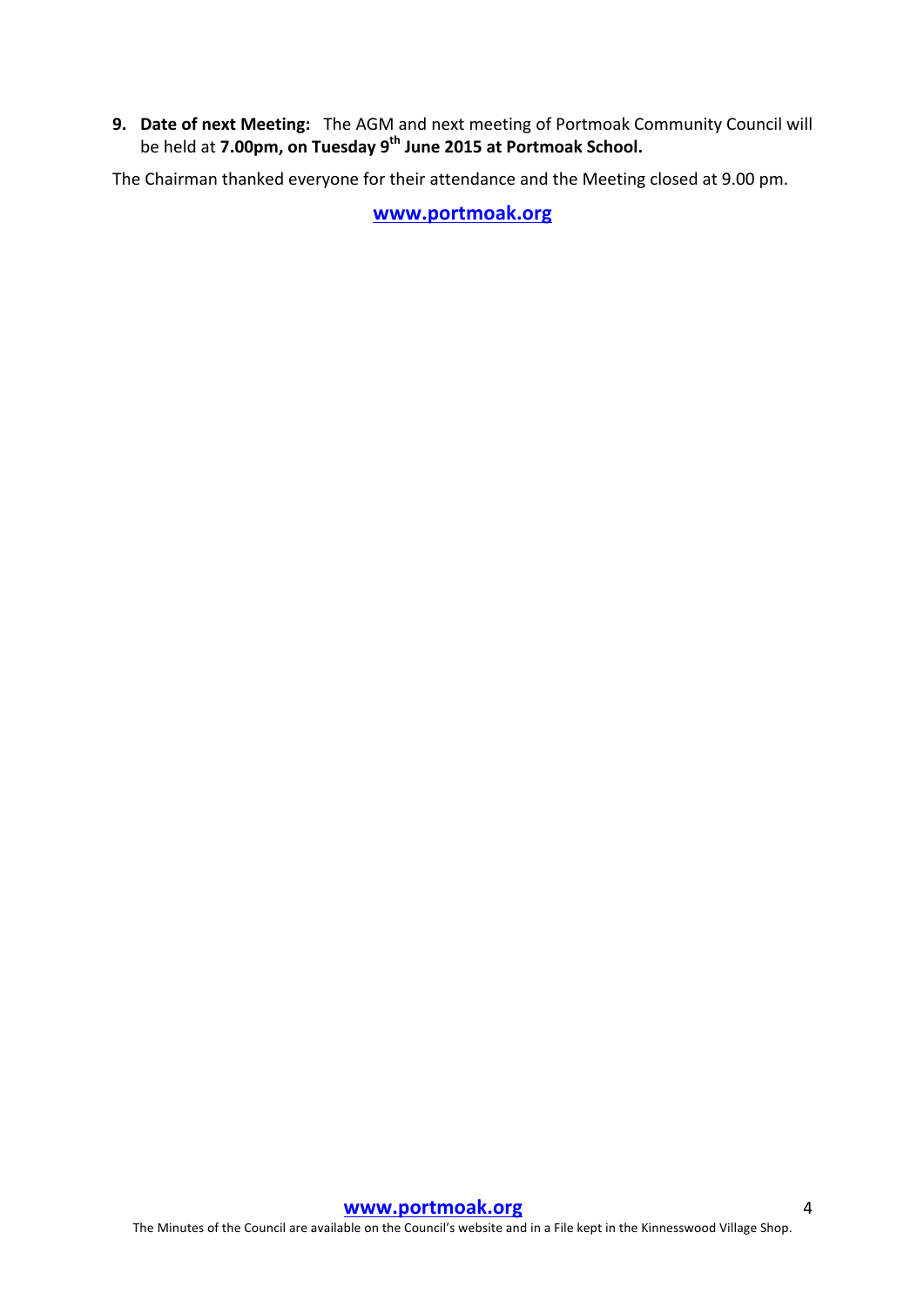9. **Date of next Meeting:** The AGM and next meeting of Portmoak Community Council will be held at **7.00pm, on Tuesday 9th June 2015 at Portmoak School.**

The Chairman thanked everyone for their attendance and the Meeting closed at 9.00 pm.

**www.portmoak.org**